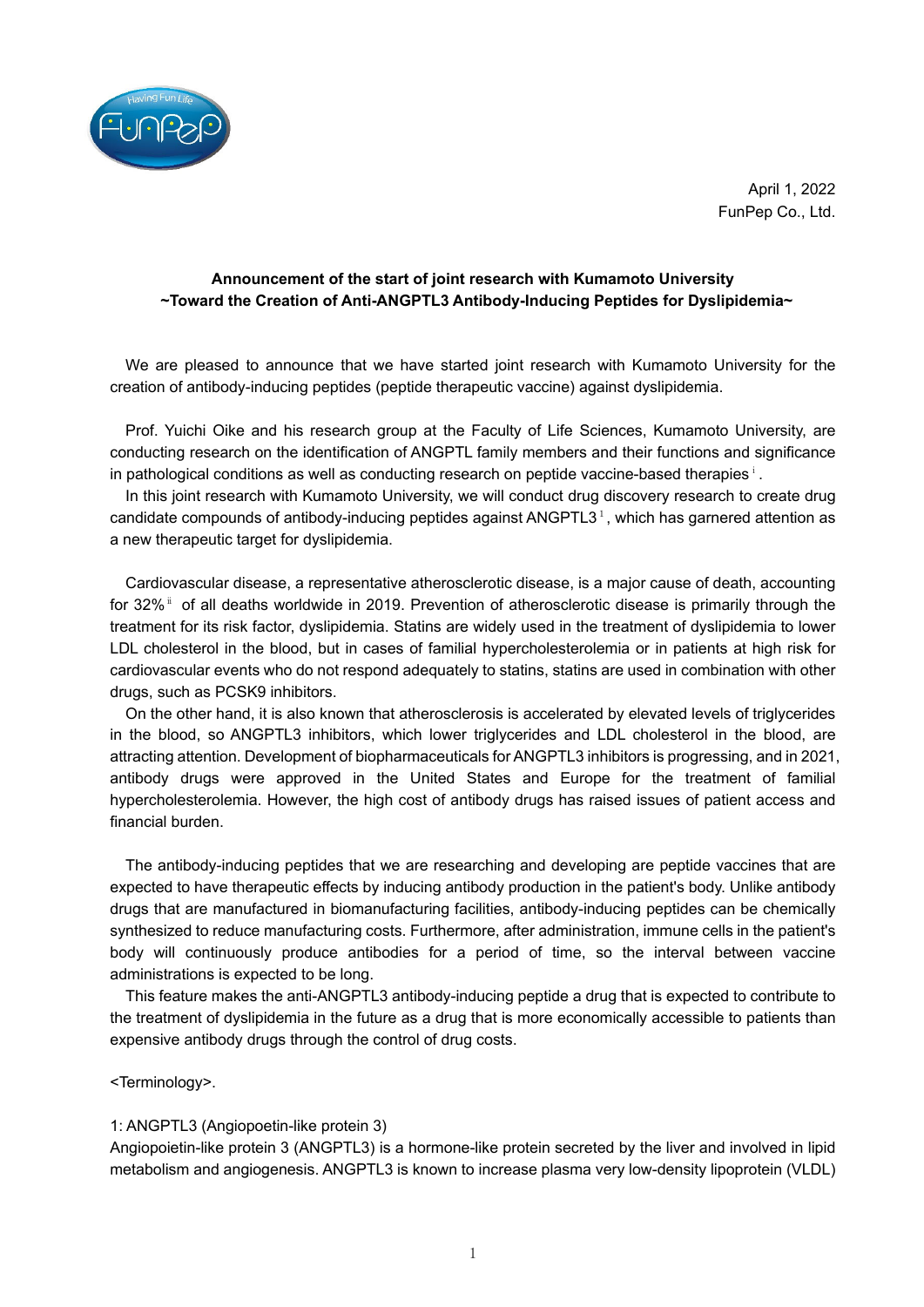April 1, 2022
FunPep Co., Ltd.

**Announcement of the start of joint research with Kumamoto University**
**~Toward the Creation of Anti-ANGPTL3 Antibody-Inducing Peptides for Dyslipidemia~**

We are pleased to announce that we have started joint research with Kumamoto University for the creation of antibody-inducing peptides (peptide therapeutic vaccine) against dyslipidemia.

Prof. Yuichi Oike and his research group at the Faculty of Life Sciences, Kumamoto University, are conducting research on the identification of ANGPTL family members and their functions and significance in pathological conditions as well as conducting research on peptide vaccine-based therapies[i].

In this joint research with Kumamoto University, we will conduct drug discovery research to create drug candidate compounds of antibody-inducing peptides against ANGPTL3[1], which has garnered attention as a new therapeutic target for dyslipidemia.

Cardiovascular disease, a representative atherosclerotic disease, is a major cause of death, accounting for 32%[ii] of all deaths worldwide in 2019. Prevention of atherosclerotic disease is primarily through the treatment for its risk factor, dyslipidemia. Statins are widely used in the treatment of dyslipidemia to lower LDL cholesterol in the blood, but in cases of familial hypercholesterolemia or in patients at high risk for cardiovascular events who do not respond adequately to statins, statins are used in combination with other drugs, such as PCSK9 inhibitors.

On the other hand, it is also known that atherosclerosis is accelerated by elevated levels of triglycerides in the blood, so ANGPTL3 inhibitors, which lower triglycerides and LDL cholesterol in the blood, are attracting attention. Development of biopharmaceuticals for ANGPTL3 inhibitors is progressing, and in 2021, antibody drugs were approved in the United States and Europe for the treatment of familial hypercholesterolemia. However, the high cost of antibody drugs has raised issues of patient access and financial burden.

The antibody-inducing peptides that we are researching and developing are peptide vaccines that are expected to have therapeutic effects by inducing antibody production in the patient's body. Unlike antibody drugs that are manufactured in biomanufacturing facilities, antibody-inducing peptides can be chemically synthesized to reduce manufacturing costs. Furthermore, after administration, immune cells in the patient's body will continuously produce antibodies for a period of time, so the interval between vaccine administrations is expected to be long.

This feature makes the anti-ANGPTL3 antibody-inducing peptide a drug that is expected to contribute to the treatment of dyslipidemia in the future as a drug that is more economically accessible to patients than expensive antibody drugs through the control of drug costs.

<Terminology>.

1: ANGPTL3 (Angiopoetin-like protein 3)
Angiopoietin-like protein 3 (ANGPTL3) is a hormone-like protein secreted by the liver and involved in lipid metabolism and angiogenesis. ANGPTL3 is known to increase plasma very low-density lipoprotein (VLDL)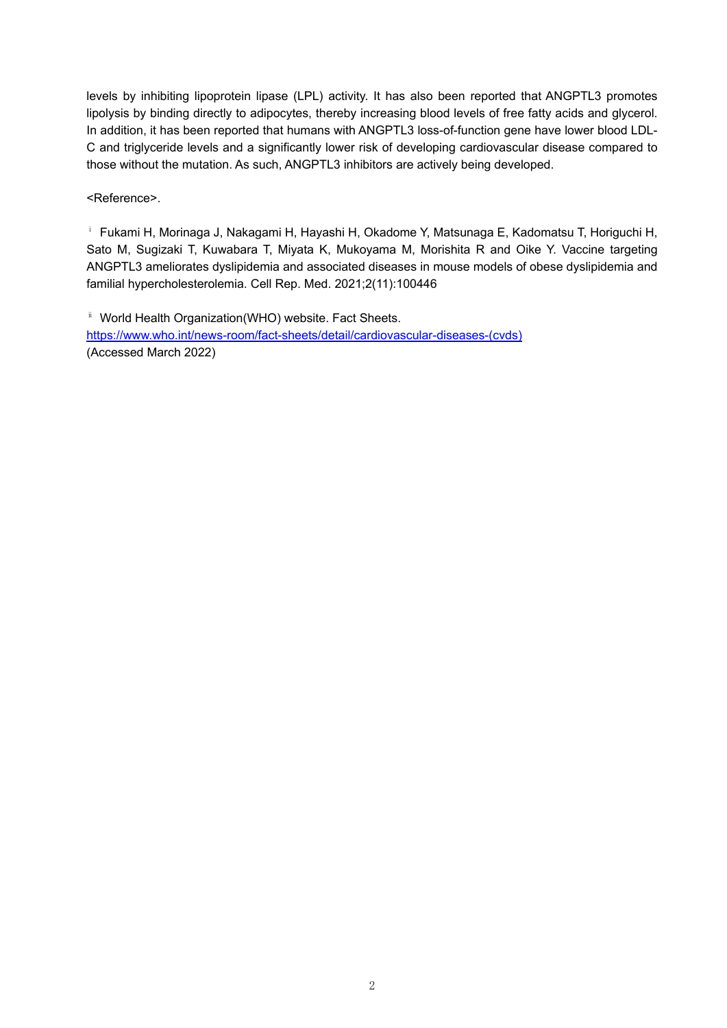levels by inhibiting lipoprotein lipase (LPL) activity. It has also been reported that ANGPTL3 promotes lipolysis by binding directly to adipocytes, thereby increasing blood levels of free fatty acids and glycerol. In addition, it has been reported that humans with ANGPTL3 loss-of-function gene have lower blood LDL-C and triglyceride levels and a significantly lower risk of developing cardiovascular disease compared to those without the mutation. As such, ANGPTL3 inhibitors are actively being developed.

<Reference>.

[i] Fukami H, Morinaga J, Nakagami H, Hayashi H, Okadome Y, Matsunaga E, Kadomatsu T, Horiguchi H, Sato M, Sugizaki T, Kuwabara T, Miyata K, Mukoyama M, Morishita R and Oike Y. Vaccine targeting ANGPTL3 ameliorates dyslipidemia and associated diseases in mouse models of obese dyslipidemia and familial hypercholesterolemia. Cell Rep. Med. 2021;2(11):100446

[ii] World Health Organization(WHO) website. Fact Sheets.
https://www.who.int/news-room/fact-sheets/detail/cardiovascular-diseases-(cvds)
(Accessed March 2022)